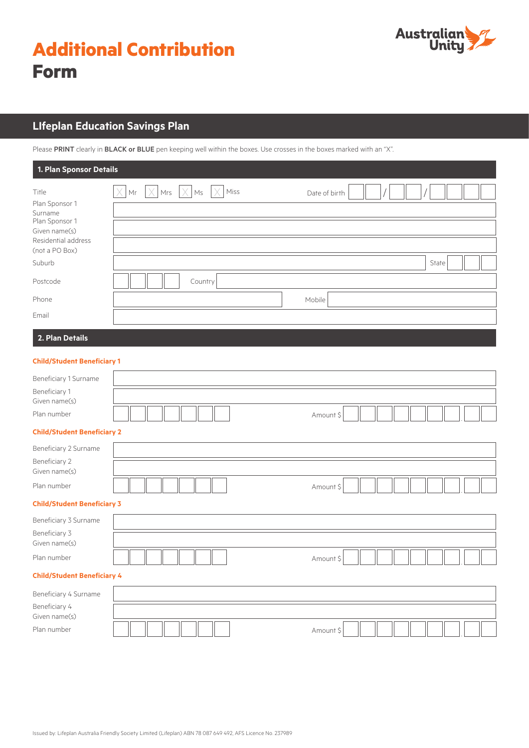# Additional Contribution Form

Australian Unity

## LIfeplan Education Savings Plan

Please **PRINT** clearly in **BLACK or BLUE** pen keeping well within the boxes. Use crosses in the boxes marked with an "X".

### 1. Plan Sponsor Details

Title ☐ Mr ☐ Mrs ☐ Ms ☐ Miss    Date of birth __ __ / __ __ / __ __ __ __

Plan Sponsor 1 Surname

Plan Sponsor 1 Given name(s)

Residential address (not a PO Box)

Suburb    State

Postcode    Country

Phone    Mobile

Email

### 2. Plan Details

**Child/Student Beneficiary 1**

Beneficiary 1 Surname

Beneficiary 1 Given name(s)

Plan number    Amount $

**Child/Student Beneficiary 2**

Beneficiary 2 Surname

Beneficiary 2 Given name(s)

Plan number    Amount $

**Child/Student Beneficiary 3**

Beneficiary 3 Surname

Beneficiary 3 Given name(s)

Plan number    Amount $

**Child/Student Beneficiary 4**

Beneficiary 4 Surname

Beneficiary 4 Given name(s)

Plan number    Amount $

Issued by: Lifeplan Australia Friendly Society Limited (Lifeplan) ABN 78 087 649 492, AFS Licence No. 237989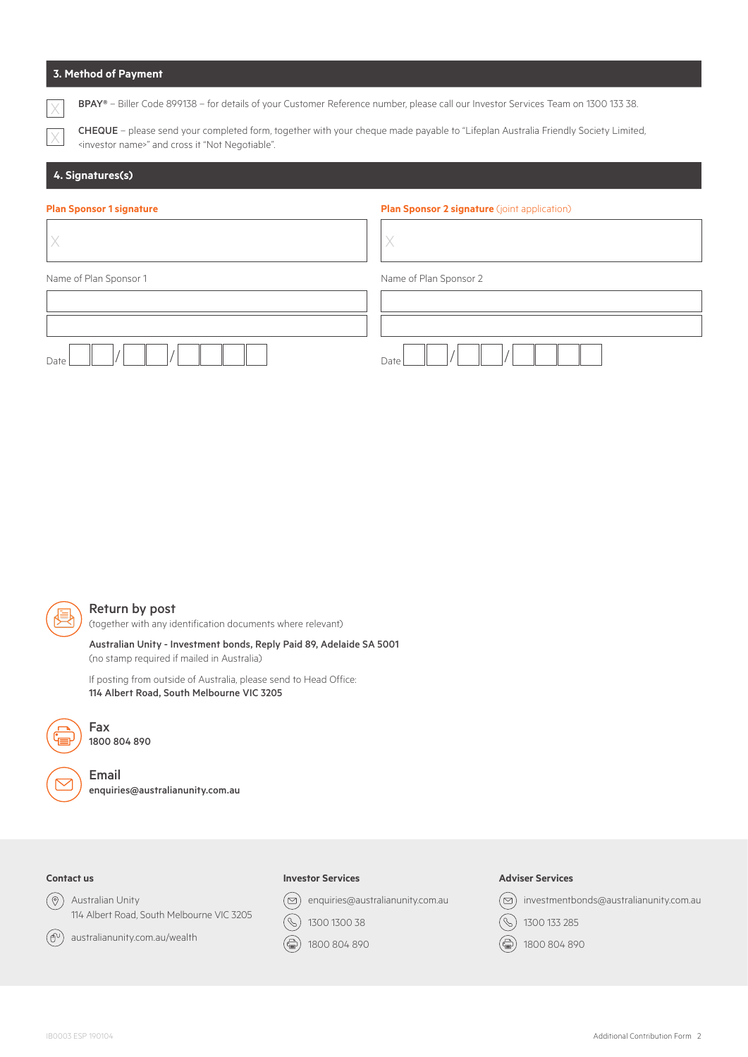## 3. Method of Payment

☐ **BPAY®** – Biller Code 899138 – for details of your Customer Reference number, please call our Investor Services Team on 1300 133 38.

☐ **CHEQUE** – please send your completed form, together with your cheque made payable to "Lifeplan Australia Friendly Society Limited, <investor name>" and cross it "Not Negotiable".

## 4. Signatures(s)

**Plan Sponsor 1 signature**

X

Name of Plan Sponsor 1

Date __ __ / __ __ / __ __ __ __

**Plan Sponsor 2 signature** (joint application)

X

Name of Plan Sponsor 2

Date __ __ / __ __ / __ __ __ __

### Return by post

(together with any identification documents where relevant)

**Australian Unity - Investment bonds, Reply Paid 89, Adelaide SA 5001**
(no stamp required if mailed in Australia)

If posting from outside of Australia, please send to Head Office:
**114 Albert Road, South Melbourne VIC 3205**

### Fax

**1800 804 890**

### Email

**enquiries@australianunity.com.au**

**Contact us**

Australian Unity
114 Albert Road, South Melbourne VIC 3205

australianunity.com.au/wealth

**Investor Services**

enquiries@australianunity.com.au

1300 1300 38

1800 804 890

**Adviser Services**

investmentbonds@australianunity.com.au

1300 133 285

1800 804 890

IB0003 ESP 190104